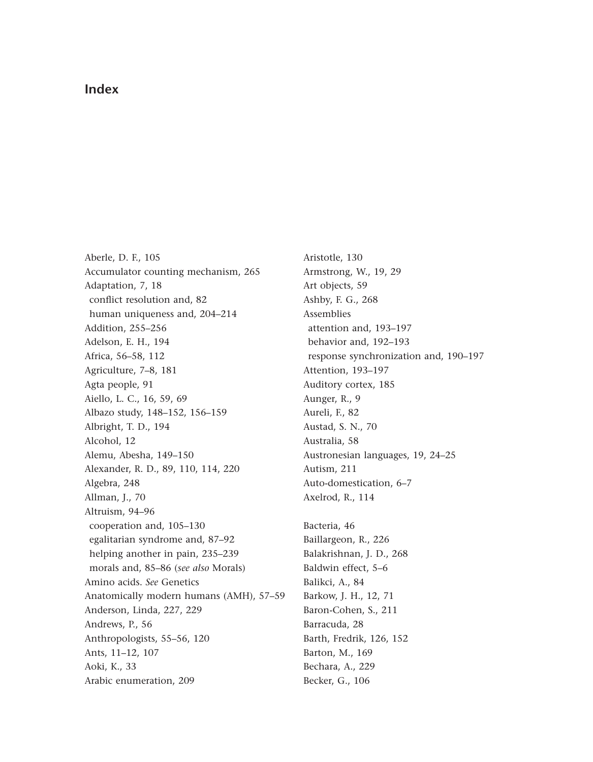# Index

Aberle, D. F., 105
Accumulator counting mechanism, 265
Adaptation, 7, 18
  conflict resolution and, 82
  human uniqueness and, 204–214
Addition, 255–256
Adelson, E. H., 194
Africa, 56–58, 112
Agriculture, 7–8, 181
Agta people, 91
Aiello, L. C., 16, 59, 69
Albazo study, 148–152, 156–159
Albright, T. D., 194
Alcohol, 12
Alemu, Abesha, 149–150
Alexander, R. D., 89, 110, 114, 220
Algebra, 248
Allman, J., 70
Altruism, 94–96
  cooperation and, 105–130
  egalitarian syndrome and, 87–92
  helping another in pain, 235–239
  morals and, 85–86 (*see also* Morals)
Amino acids. *See* Genetics
Anatomically modern humans (AMH), 57–59
Anderson, Linda, 227, 229
Andrews, P., 56
Anthropologists, 55–56, 120
Ants, 11–12, 107
Aoki, K., 33
Arabic enumeration, 209
Aristotle, 130
Armstrong, W., 19, 29
Art objects, 59
Ashby, F. G., 268
Assemblies
  attention and, 193–197
  behavior and, 192–193
  response synchronization and, 190–197
Attention, 193–197
Auditory cortex, 185
Aunger, R., 9
Aureli, F., 82
Austad, S. N., 70
Australia, 58
Austronesian languages, 19, 24–25
Autism, 211
Auto-domestication, 6–7
Axelrod, R., 114

Bacteria, 46
Baillargeon, R., 226
Balakrishnan, J. D., 268
Baldwin effect, 5–6
Balikci, A., 84
Barkow, J. H., 12, 71
Baron-Cohen, S., 211
Barracuda, 28
Barth, Fredrik, 126, 152
Barton, M., 169
Bechara, A., 229
Becker, G., 106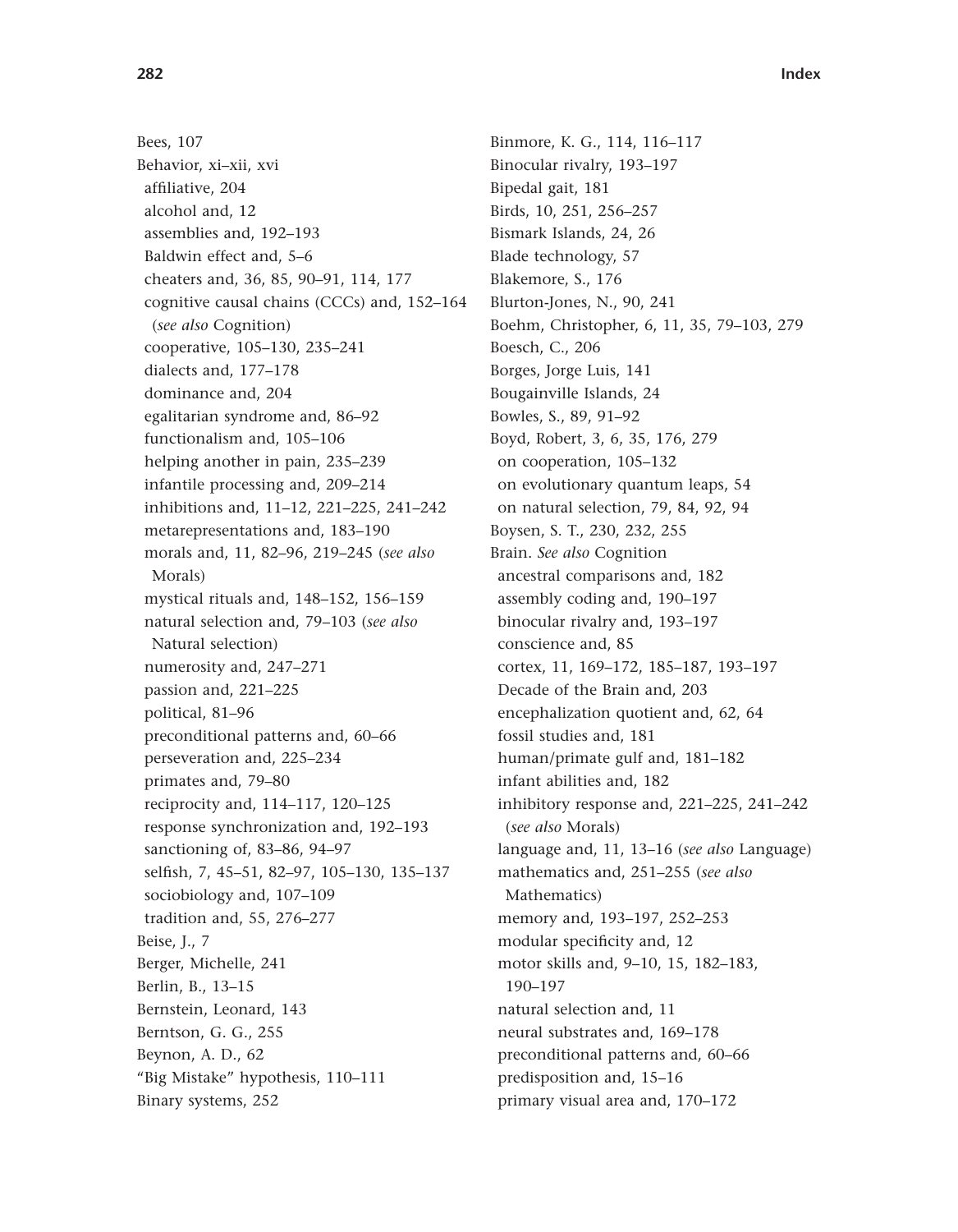Bees, 107
Behavior, xi–xii, xvi
- affiliative, 204
- alcohol and, 12
- assemblies and, 192–193
- Baldwin effect and, 5–6
- cheaters and, 36, 85, 90–91, 114, 177
- cognitive causal chains (CCCs) and, 152–164 (*see also* Cognition)
- cooperative, 105–130, 235–241
- dialects and, 177–178
- dominance and, 204
- egalitarian syndrome and, 86–92
- functionalism and, 105–106
- helping another in pain, 235–239
- infantile processing and, 209–214
- inhibitions and, 11–12, 221–225, 241–242
- metarepresentations and, 183–190
- morals and, 11, 82–96, 219–245 (*see also* Morals)
- mystical rituals and, 148–152, 156–159
- natural selection and, 79–103 (*see also* Natural selection)
- numerosity and, 247–271
- passion and, 221–225
- political, 81–96
- preconditional patterns and, 60–66
- perseveration and, 225–234
- primates and, 79–80
- reciprocity and, 114–117, 120–125
- response synchronization and, 192–193
- sanctioning of, 83–86, 94–97
- selfish, 7, 45–51, 82–97, 105–130, 135–137
- sociobiology and, 107–109
- tradition and, 55, 276–277

Beise, J., 7
Berger, Michelle, 241
Berlin, B., 13–15
Bernstein, Leonard, 143
Berntson, G. G., 255
Beynon, A. D., 62
"Big Mistake" hypothesis, 110–111
Binary systems, 252
Binmore, K. G., 114, 116–117
Binocular rivalry, 193–197
Bipedal gait, 181
Birds, 10, 251, 256–257
Bismark Islands, 24, 26
Blade technology, 57
Blakemore, S., 176
Blurton-Jones, N., 90, 241
Boehm, Christopher, 6, 11, 35, 79–103, 279
Boesch, C., 206
Borges, Jorge Luis, 141
Bougainville Islands, 24
Bowles, S., 89, 91–92
Boyd, Robert, 3, 6, 35, 176, 279
- on cooperation, 105–132
- on evolutionary quantum leaps, 54
- on natural selection, 79, 84, 92, 94

Boysen, S. T., 230, 232, 255
Brain. *See also* Cognition
- ancestral comparisons and, 182
- assembly coding and, 190–197
- binocular rivalry and, 193–197
- conscience and, 85
- cortex, 11, 169–172, 185–187, 193–197
- Decade of the Brain and, 203
- encephalization quotient and, 62, 64
- fossil studies and, 181
- human/primate gulf and, 181–182
- infant abilities and, 182
- inhibitory response and, 221–225, 241–242 (*see also* Morals)
- language and, 11, 13–16 (*see also* Language)
- mathematics and, 251–255 (*see also* Mathematics)
- memory and, 193–197, 252–253
- modular specificity and, 12
- motor skills and, 9–10, 15, 182–183, 190–197
- natural selection and, 11
- neural substrates and, 169–178
- preconditional patterns and, 60–66
- predisposition and, 15–16
- primary visual area and, 170–172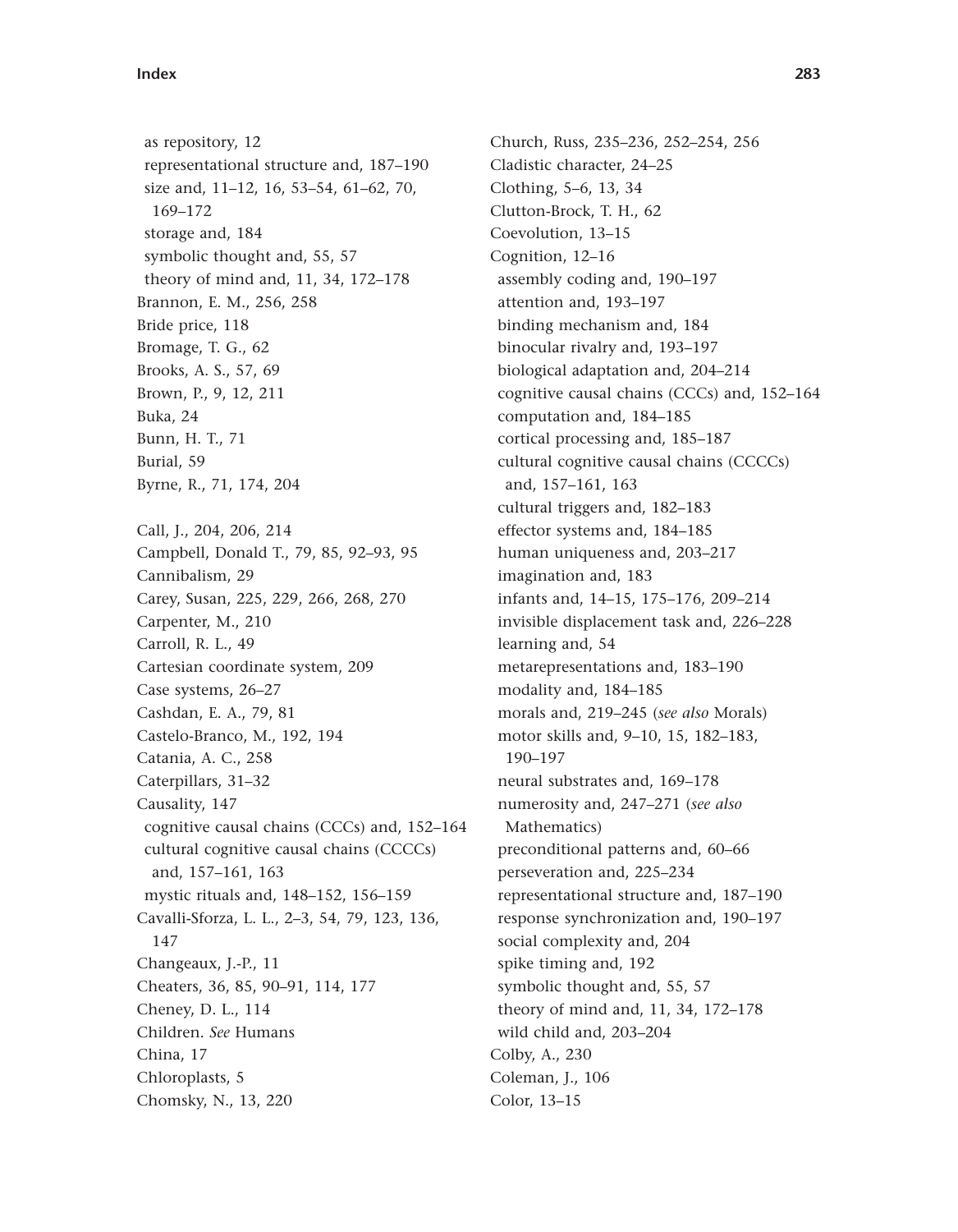as repository, 12
  representational structure and, 187–190
  size and, 11–12, 16, 53–54, 61–62, 70, 169–172
  storage and, 184
  symbolic thought and, 55, 57
  theory of mind and, 11, 34, 172–178
Brannon, E. M., 256, 258
Bride price, 118
Bromage, T. G., 62
Brooks, A. S., 57, 69
Brown, P., 9, 12, 211
Buka, 24
Bunn, H. T., 71
Burial, 59
Byrne, R., 71, 174, 204

Call, J., 204, 206, 214
Campbell, Donald T., 79, 85, 92–93, 95
Cannibalism, 29
Carey, Susan, 225, 229, 266, 268, 270
Carpenter, M., 210
Carroll, R. L., 49
Cartesian coordinate system, 209
Case systems, 26–27
Cashdan, E. A., 79, 81
Castelo-Branco, M., 192, 194
Catania, A. C., 258
Caterpillars, 31–32
Causality, 147
  cognitive causal chains (CCCs) and, 152–164
  cultural cognitive causal chains (CCCCs) and, 157–161, 163
  mystic rituals and, 148–152, 156–159
Cavalli-Sforza, L. L., 2–3, 54, 79, 123, 136, 147
Changeaux, J.-P., 11
Cheaters, 36, 85, 90–91, 114, 177
Cheney, D. L., 114
Children. *See* Humans
China, 17
Chloroplasts, 5
Chomsky, N., 13, 220
Church, Russ, 235–236, 252–254, 256
Cladistic character, 24–25
Clothing, 5–6, 13, 34
Clutton-Brock, T. H., 62
Coevolution, 13–15
Cognition, 12–16
  assembly coding and, 190–197
  attention and, 193–197
  binding mechanism and, 184
  binocular rivalry and, 193–197
  biological adaptation and, 204–214
  cognitive causal chains (CCCs) and, 152–164
  computation and, 184–185
  cortical processing and, 185–187
  cultural cognitive causal chains (CCCCs) and, 157–161, 163
  cultural triggers and, 182–183
  effector systems and, 184–185
  human uniqueness and, 203–217
  imagination and, 183
  infants and, 14–15, 175–176, 209–214
  invisible displacement task and, 226–228
  learning and, 54
  metarepresentations and, 183–190
  modality and, 184–185
  morals and, 219–245 (*see also* Morals)
  motor skills and, 9–10, 15, 182–183, 190–197
  neural substrates and, 169–178
  numerosity and, 247–271 (*see also* Mathematics)
  preconditional patterns and, 60–66
  perseveration and, 225–234
  representational structure and, 187–190
  response synchronization and, 190–197
  social complexity and, 204
  spike timing and, 192
  symbolic thought and, 55, 57
  theory of mind and, 11, 34, 172–178
  wild child and, 203–204
Colby, A., 230
Coleman, J., 106
Color, 13–15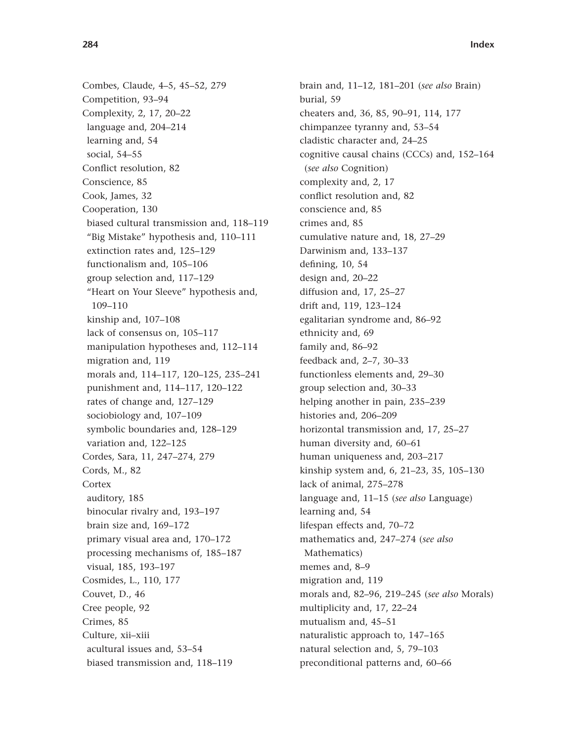Combes, Claude, 4–5, 45–52, 279
Competition, 93–94
Complexity, 2, 17, 20–22
 language and, 204–214
 learning and, 54
 social, 54–55
Conflict resolution, 82
Conscience, 85
Cook, James, 32
Cooperation, 130
 biased cultural transmission and, 118–119
 "Big Mistake" hypothesis and, 110–111
 extinction rates and, 125–129
 functionalism and, 105–106
 group selection and, 117–129
 "Heart on Your Sleeve" hypothesis and, 109–110
 kinship and, 107–108
 lack of consensus on, 105–117
 manipulation hypotheses and, 112–114
 migration and, 119
 morals and, 114–117, 120–125, 235–241
 punishment and, 114–117, 120–122
 rates of change and, 127–129
 sociobiology and, 107–109
 symbolic boundaries and, 128–129
 variation and, 122–125
Cordes, Sara, 11, 247–274, 279
Cords, M., 82
Cortex
 auditory, 185
 binocular rivalry and, 193–197
 brain size and, 169–172
 primary visual area and, 170–172
 processing mechanisms of, 185–187
 visual, 185, 193–197
Cosmides, L., 110, 177
Couvet, D., 46
Cree people, 92
Crimes, 85
Culture, xii–xiii
 acultural issues and, 53–54
 biased transmission and, 118–119
 brain and, 11–12, 181–201 (*see also* Brain)
 burial, 59
 cheaters and, 36, 85, 90–91, 114, 177
 chimpanzee tyranny and, 53–54
 cladistic character and, 24–25
 cognitive causal chains (CCCs) and, 152–164 (*see also* Cognition)
 complexity and, 2, 17
 conflict resolution and, 82
 conscience and, 85
 crimes and, 85
 cumulative nature and, 18, 27–29
 Darwinism and, 133–137
 defining, 10, 54
 design and, 20–22
 diffusion and, 17, 25–27
 drift and, 119, 123–124
 egalitarian syndrome and, 86–92
 ethnicity and, 69
 family and, 86–92
 feedback and, 2–7, 30–33
 functionless elements and, 29–30
 group selection and, 30–33
 helping another in pain, 235–239
 histories and, 206–209
 horizontal transmission and, 17, 25–27
 human diversity and, 60–61
 human uniqueness and, 203–217
 kinship system and, 6, 21–23, 35, 105–130
 lack of animal, 275–278
 language and, 11–15 (*see also* Language)
 learning and, 54
 lifespan effects and, 70–72
 mathematics and, 247–274 (*see also* Mathematics)
 memes and, 8–9
 migration and, 119
 morals and, 82–96, 219–245 (*see also* Morals)
 multiplicity and, 17, 22–24
 mutualism and, 45–51
 naturalistic approach to, 147–165
 natural selection and, 5, 79–103
 preconditional patterns and, 60–66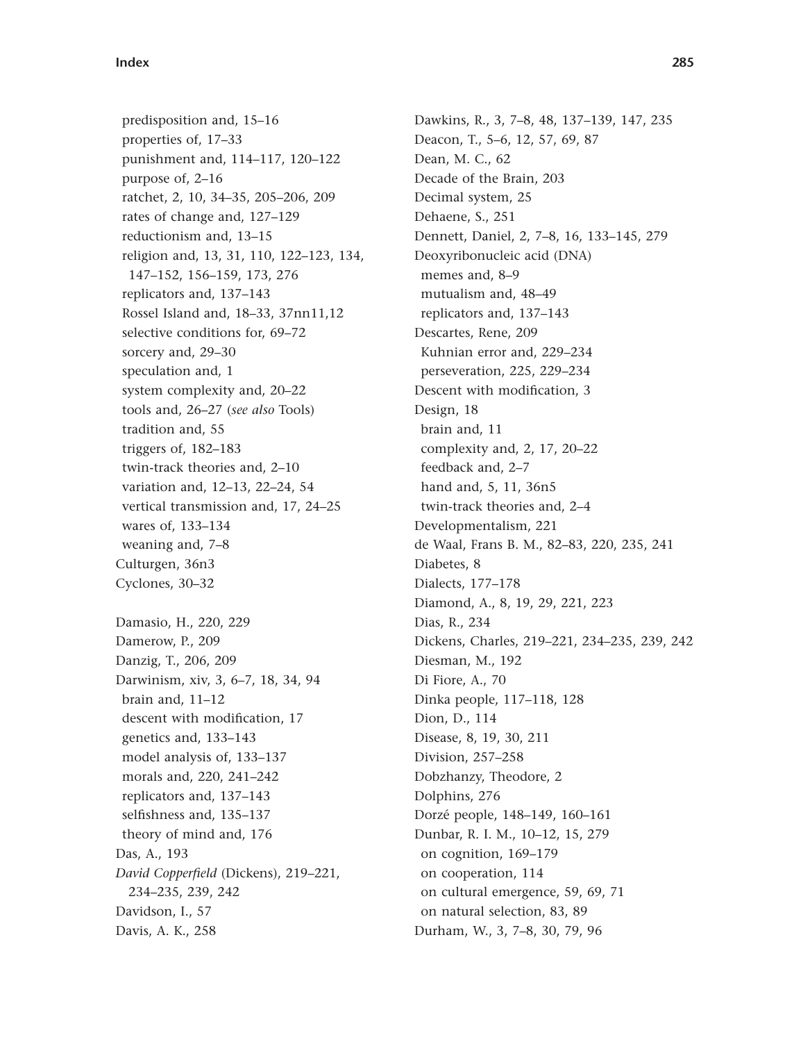predisposition and, 15–16
properties of, 17–33
punishment and, 114–117, 120–122
purpose of, 2–16
ratchet, 2, 10, 34–35, 205–206, 209
rates of change and, 127–129
reductionism and, 13–15
religion and, 13, 31, 110, 122–123, 134, 147–152, 156–159, 173, 276
replicators and, 137–143
Rossel Island and, 18–33, 37nn11,12
selective conditions for, 69–72
sorcery and, 29–30
speculation and, 1
system complexity and, 20–22
tools and, 26–27 (*see also* Tools)
tradition and, 55
triggers of, 182–183
twin-track theories and, 2–10
variation and, 12–13, 22–24, 54
vertical transmission and, 17, 24–25
wares of, 133–134
weaning and, 7–8

Culturgen, 36n3
Cyclones, 30–32

Damasio, H., 220, 229
Damerow, P., 209
Danzig, T., 206, 209
Darwinism, xiv, 3, 6–7, 18, 34, 94
brain and, 11–12
descent with modification, 17
genetics and, 133–143
model analysis of, 133–137
morals and, 220, 241–242
replicators and, 137–143
selfishness and, 135–137
theory of mind and, 176
Das, A., 193
*David Copperfield* (Dickens), 219–221, 234–235, 239, 242
Davidson, I., 57
Davis, A. K., 258
Dawkins, R., 3, 7–8, 48, 137–139, 147, 235
Deacon, T., 5–6, 12, 57, 69, 87
Dean, M. C., 62
Decade of the Brain, 203
Decimal system, 25
Dehaene, S., 251
Dennett, Daniel, 2, 7–8, 16, 133–145, 279
Deoxyribonucleic acid (DNA)
memes and, 8–9
mutualism and, 48–49
replicators and, 137–143
Descartes, Rene, 209
Kuhnian error and, 229–234
perseveration, 225, 229–234
Descent with modification, 3
Design, 18
brain and, 11
complexity and, 2, 17, 20–22
feedback and, 2–7
hand and, 5, 11, 36n5
twin-track theories and, 2–4
Developmentalism, 221
de Waal, Frans B. M., 82–83, 220, 235, 241
Diabetes, 8
Dialects, 177–178
Diamond, A., 8, 19, 29, 221, 223
Dias, R., 234
Dickens, Charles, 219–221, 234–235, 239, 242
Diesman, M., 192
Di Fiore, A., 70
Dinka people, 117–118, 128
Dion, D., 114
Disease, 8, 19, 30, 211
Division, 257–258
Dobzhanzy, Theodore, 2
Dolphins, 276
Dorzé people, 148–149, 160–161
Dunbar, R. I. M., 10–12, 15, 279
on cognition, 169–179
on cooperation, 114
on cultural emergence, 59, 69, 71
on natural selection, 83, 89
Durham, W., 3, 7–8, 30, 79, 96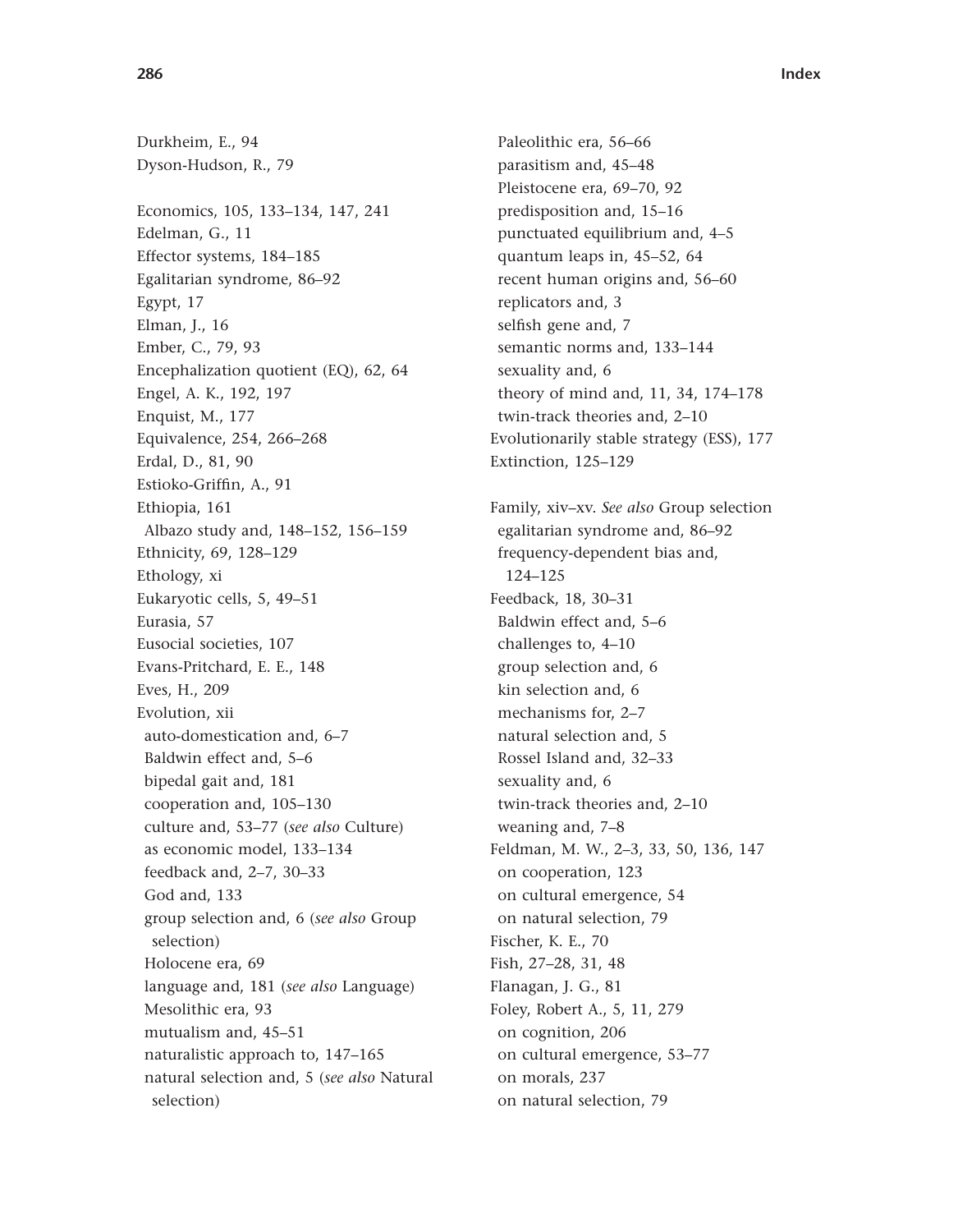Durkheim, E., 94
Dyson-Hudson, R., 79

Economics, 105, 133–134, 147, 241
Edelman, G., 11
Effector systems, 184–185
Egalitarian syndrome, 86–92
Egypt, 17
Elman, J., 16
Ember, C., 79, 93
Encephalization quotient (EQ), 62, 64
Engel, A. K., 192, 197
Enquist, M., 177
Equivalence, 254, 266–268
Erdal, D., 81, 90
Estioko-Griffin, A., 91
Ethiopia, 161
  Albazo study and, 148–152, 156–159
Ethnicity, 69, 128–129
Ethology, xi
Eukaryotic cells, 5, 49–51
Eurasia, 57
Eusocial societies, 107
Evans-Pritchard, E. E., 148
Eves, H., 209
Evolution, xii
  auto-domestication and, 6–7
  Baldwin effect and, 5–6
  bipedal gait and, 181
  cooperation and, 105–130
  culture and, 53–77 (*see also* Culture)
  as economic model, 133–134
  feedback and, 2–7, 30–33
  God and, 133
  group selection and, 6 (*see also* Group selection)
  Holocene era, 69
  language and, 181 (*see also* Language)
  Mesolithic era, 93
  mutualism and, 45–51
  naturalistic approach to, 147–165
  natural selection and, 5 (*see also* Natural selection)
  Paleolithic era, 56–66
  parasitism and, 45–48
  Pleistocene era, 69–70, 92
  predisposition and, 15–16
  punctuated equilibrium and, 4–5
  quantum leaps in, 45–52, 64
  recent human origins and, 56–60
  replicators and, 3
  selfish gene and, 7
  semantic norms and, 133–144
  sexuality and, 6
  theory of mind and, 11, 34, 174–178
  twin-track theories and, 2–10
Evolutionarily stable strategy (ESS), 177
Extinction, 125–129

Family, xiv–xv. *See also* Group selection
  egalitarian syndrome and, 86–92
  frequency-dependent bias and, 124–125
Feedback, 18, 30–31
  Baldwin effect and, 5–6
  challenges to, 4–10
  group selection and, 6
  kin selection and, 6
  mechanisms for, 2–7
  natural selection and, 5
  Rossel Island and, 32–33
  sexuality and, 6
  twin-track theories and, 2–10
  weaning and, 7–8
Feldman, M. W., 2–3, 33, 50, 136, 147
  on cooperation, 123
  on cultural emergence, 54
  on natural selection, 79
Fischer, K. E., 70
Fish, 27–28, 31, 48
Flanagan, J. G., 81
Foley, Robert A., 5, 11, 279
  on cognition, 206
  on cultural emergence, 53–77
  on morals, 237
  on natural selection, 79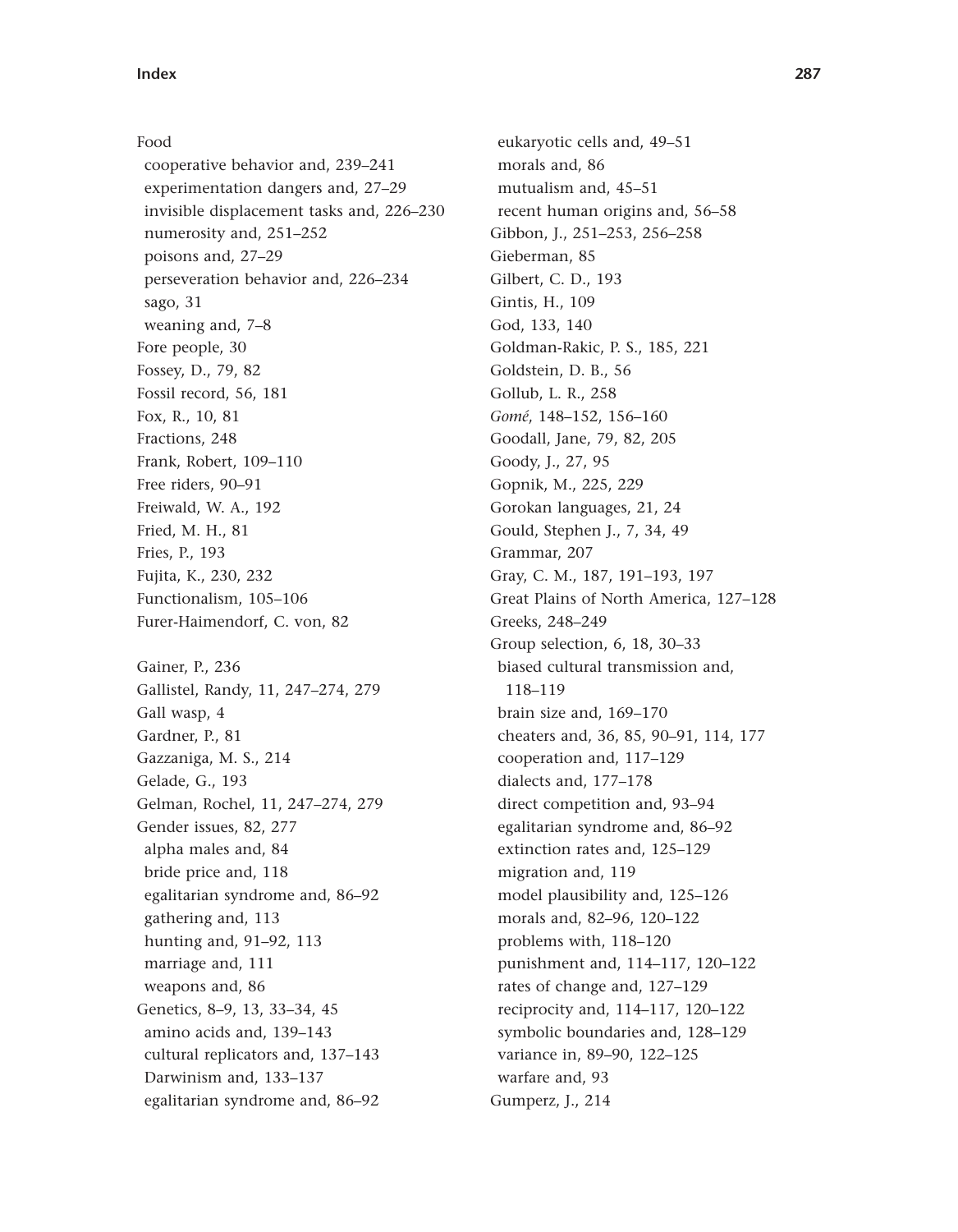Food
- cooperative behavior and, 239–241
- experimentation dangers and, 27–29
- invisible displacement tasks and, 226–230
- numerosity and, 251–252
- poisons and, 27–29
- perseveration behavior and, 226–234
- sago, 31
- weaning and, 7–8

Fore people, 30
Fossey, D., 79, 82
Fossil record, 56, 181
Fox, R., 10, 81
Fractions, 248
Frank, Robert, 109–110
Free riders, 90–91
Freiwald, W. A., 192
Fried, M. H., 81
Fries, P., 193
Fujita, K., 230, 232
Functionalism, 105–106
Furer-Haimendorf, C. von, 82

Gainer, P., 236
Gallistel, Randy, 11, 247–274, 279
Gall wasp, 4
Gardner, P., 81
Gazzaniga, M. S., 214
Gelade, G., 193
Gelman, Rochel, 11, 247–274, 279
Gender issues, 82, 277
- alpha males and, 84
- bride price and, 118
- egalitarian syndrome and, 86–92
- gathering and, 113
- hunting and, 91–92, 113
- marriage and, 111
- weapons and, 86

Genetics, 8–9, 13, 33–34, 45
- amino acids and, 139–143
- cultural replicators and, 137–143
- Darwinism and, 133–137
- egalitarian syndrome and, 86–92
- eukaryotic cells and, 49–51
- morals and, 86
- mutualism and, 45–51
- recent human origins and, 56–58

Gibbon, J., 251–253, 256–258
Gieberman, 85
Gilbert, C. D., 193
Gintis, H., 109
God, 133, 140
Goldman-Rakic, P. S., 185, 221
Goldstein, D. B., 56
Gollub, L. R., 258
*Gomé*, 148–152, 156–160
Goodall, Jane, 79, 82, 205
Goody, J., 27, 95
Gopnik, M., 225, 229
Gorokan languages, 21, 24
Gould, Stephen J., 7, 34, 49
Grammar, 207
Gray, C. M., 187, 191–193, 197
Great Plains of North America, 127–128
Greeks, 248–249
Group selection, 6, 18, 30–33
- biased cultural transmission and, 118–119
- brain size and, 169–170
- cheaters and, 36, 85, 90–91, 114, 177
- cooperation and, 117–129
- dialects and, 177–178
- direct competition and, 93–94
- egalitarian syndrome and, 86–92
- extinction rates and, 125–129
- migration and, 119
- model plausibility and, 125–126
- morals and, 82–96, 120–122
- problems with, 118–120
- punishment and, 114–117, 120–122
- rates of change and, 127–129
- reciprocity and, 114–117, 120–122
- symbolic boundaries and, 128–129
- variance in, 89–90, 122–125
- warfare and, 93

Gumperz, J., 214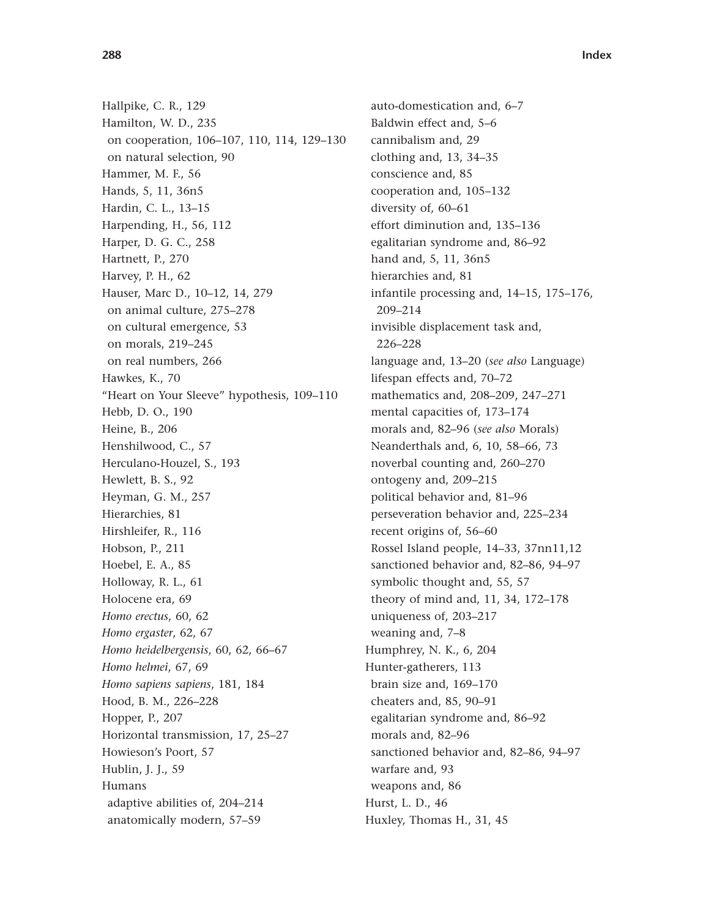Hallpike, C. R., 129
Hamilton, W. D., 235
 on cooperation, 106–107, 110, 114, 129–130
 on natural selection, 90
Hammer, M. F., 56
Hands, 5, 11, 36n5
Hardin, C. L., 13–15
Harpending, H., 56, 112
Harper, D. G. C., 258
Hartnett, P., 270
Harvey, P. H., 62
Hauser, Marc D., 10–12, 14, 279
 on animal culture, 275–278
 on cultural emergence, 53
 on morals, 219–245
 on real numbers, 266
Hawkes, K., 70
"Heart on Your Sleeve" hypothesis, 109–110
Hebb, D. O., 190
Heine, B., 206
Henshilwood, C., 57
Herculano-Houzel, S., 193
Hewlett, B. S., 92
Heyman, G. M., 257
Hierarchies, 81
Hirshleifer, R., 116
Hobson, P., 211
Hoebel, E. A., 85
Holloway, R. L., 61
Holocene era, 69
*Homo erectus*, 60, 62
*Homo ergaster*, 62, 67
*Homo heidelbergensis*, 60, 62, 66–67
*Homo helmei*, 67, 69
*Homo sapiens sapiens*, 181, 184
Hood, B. M., 226–228
Hopper, P., 207
Horizontal transmission, 17, 25–27
Howieson's Poort, 57
Hublin, J. J., 59
Humans
 adaptive abilities of, 204–214
 anatomically modern, 57–59
 auto-domestication and, 6–7
 Baldwin effect and, 5–6
 cannibalism and, 29
 clothing and, 13, 34–35
 conscience and, 85
 cooperation and, 105–132
 diversity of, 60–61
 effort diminution and, 135–136
 egalitarian syndrome and, 86–92
 hand and, 5, 11, 36n5
 hierarchies and, 81
 infantile processing and, 14–15, 175–176, 209–214
 invisible displacement task and, 226–228
 language and, 13–20 (*see also* Language)
 lifespan effects and, 70–72
 mathematics and, 208–209, 247–271
 mental capacities of, 173–174
 morals and, 82–96 (*see also* Morals)
 Neanderthals and, 6, 10, 58–66, 73
 noverbal counting and, 260–270
 ontogeny and, 209–215
 political behavior and, 81–96
 perseveration behavior and, 225–234
 recent origins of, 56–60
 Rossel Island people, 14–33, 37nn11,12
 sanctioned behavior and, 82–86, 94–97
 symbolic thought and, 55, 57
 theory of mind and, 11, 34, 172–178
 uniqueness of, 203–217
 weaning and, 7–8
Humphrey, N. K., 6, 204
Hunter-gatherers, 113
 brain size and, 169–170
 cheaters and, 85, 90–91
 egalitarian syndrome and, 86–92
 morals and, 82–96
 sanctioned behavior and, 82–86, 94–97
 warfare and, 93
 weapons and, 86
Hurst, L. D., 46
Huxley, Thomas H., 31, 45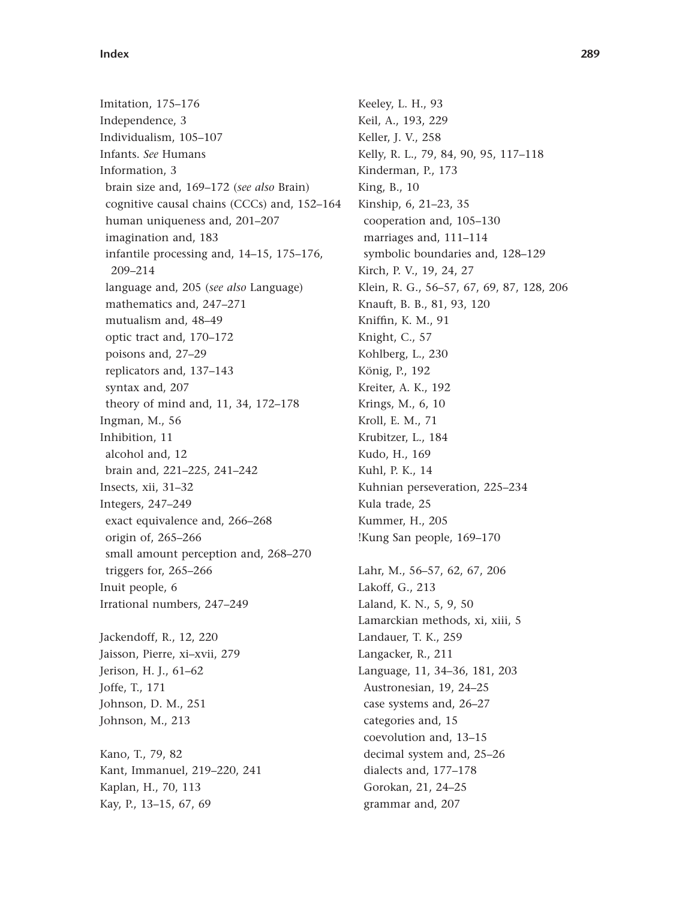Imitation, 175–176
Independence, 3
Individualism, 105–107
Infants. *See* Humans
Information, 3
  brain size and, 169–172 (*see also* Brain)
  cognitive causal chains (CCCs) and, 152–164
  human uniqueness and, 201–207
  imagination and, 183
  infantile processing and, 14–15, 175–176, 209–214
  language and, 205 (*see also* Language)
  mathematics and, 247–271
  mutualism and, 48–49
  optic tract and, 170–172
  poisons and, 27–29
  replicators and, 137–143
  syntax and, 207
  theory of mind and, 11, 34, 172–178
Ingman, M., 56
Inhibition, 11
  alcohol and, 12
  brain and, 221–225, 241–242
Insects, xii, 31–32
Integers, 247–249
  exact equivalence and, 266–268
  origin of, 265–266
  small amount perception and, 268–270
  triggers for, 265–266
Inuit people, 6
Irrational numbers, 247–249

Jackendoff, R., 12, 220
Jaisson, Pierre, xi–xvii, 279
Jerison, H. J., 61–62
Joffe, T., 171
Johnson, D. M., 251
Johnson, M., 213

Kano, T., 79, 82
Kant, Immanuel, 219–220, 241
Kaplan, H., 70, 113
Kay, P., 13–15, 67, 69
Keeley, L. H., 93
Keil, A., 193, 229
Keller, J. V., 258
Kelly, R. L., 79, 84, 90, 95, 117–118
Kinderman, P., 173
King, B., 10
Kinship, 6, 21–23, 35
  cooperation and, 105–130
  marriages and, 111–114
  symbolic boundaries and, 128–129
Kirch, P. V., 19, 24, 27
Klein, R. G., 56–57, 67, 69, 87, 128, 206
Knauft, B. B., 81, 93, 120
Kniffin, K. M., 91
Knight, C., 57
Kohlberg, L., 230
König, P., 192
Kreiter, A. K., 192
Krings, M., 6, 10
Kroll, E. M., 71
Krubitzer, L., 184
Kudo, H., 169
Kuhl, P. K., 14
Kuhnian perseveration, 225–234
Kula trade, 25
Kummer, H., 205
!Kung San people, 169–170

Lahr, M., 56–57, 62, 67, 206
Lakoff, G., 213
Laland, K. N., 5, 9, 50
Lamarckian methods, xi, xiii, 5
Landauer, T. K., 259
Langacker, R., 211
Language, 11, 34–36, 181, 203
  Austronesian, 19, 24–25
  case systems and, 26–27
  categories and, 15
  coevolution and, 13–15
  decimal system and, 25–26
  dialects and, 177–178
  Gorokan, 21, 24–25
  grammar and, 207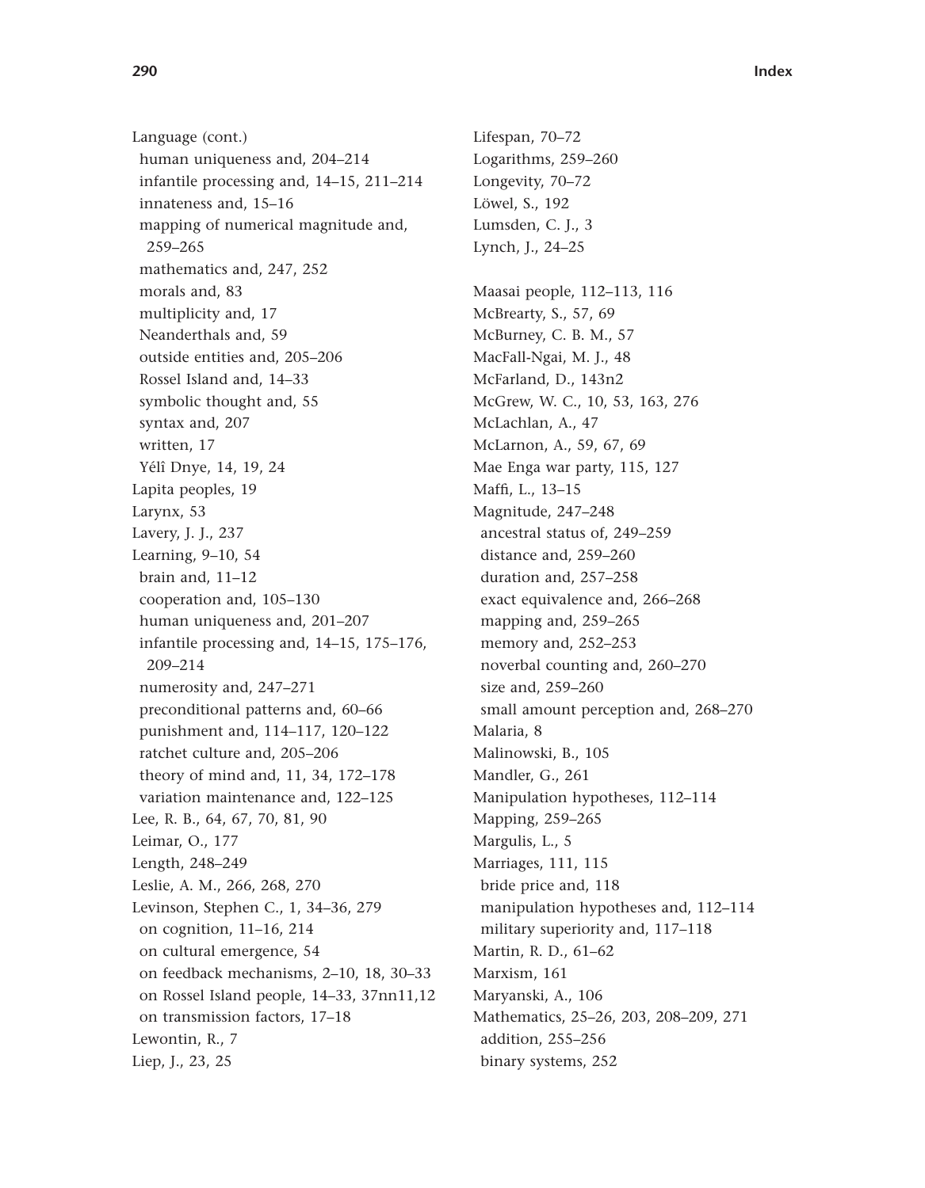Language (cont.)
 human uniqueness and, 204–214
 infantile processing and, 14–15, 211–214
 innateness and, 15–16
 mapping of numerical magnitude and, 259–265
 mathematics and, 247, 252
 morals and, 83
 multiplicity and, 17
 Neanderthals and, 59
 outside entities and, 205–206
 Rossel Island and, 14–33
 symbolic thought and, 55
 syntax and, 207
 written, 17
 Yélî Dnye, 14, 19, 24
Lapita peoples, 19
Larynx, 53
Lavery, J. J., 237
Learning, 9–10, 54
 brain and, 11–12
 cooperation and, 105–130
 human uniqueness and, 201–207
 infantile processing and, 14–15, 175–176, 209–214
 numerosity and, 247–271
 preconditional patterns and, 60–66
 punishment and, 114–117, 120–122
 ratchet culture and, 205–206
 theory of mind and, 11, 34, 172–178
 variation maintenance and, 122–125
Lee, R. B., 64, 67, 70, 81, 90
Leimar, O., 177
Length, 248–249
Leslie, A. M., 266, 268, 270
Levinson, Stephen C., 1, 34–36, 279
 on cognition, 11–16, 214
 on cultural emergence, 54
 on feedback mechanisms, 2–10, 18, 30–33
 on Rossel Island people, 14–33, 37nn11,12
 on transmission factors, 17–18
Lewontin, R., 7
Liep, J., 23, 25

Lifespan, 70–72
Logarithms, 259–260
Longevity, 70–72
Löwel, S., 192
Lumsden, C. J., 3
Lynch, J., 24–25

Maasai people, 112–113, 116
McBrearty, S., 57, 69
McBurney, C. B. M., 57
MacFall-Ngai, M. J., 48
McFarland, D., 143n2
McGrew, W. C., 10, 53, 163, 276
McLachlan, A., 47
McLarnon, A., 59, 67, 69
Mae Enga war party, 115, 127
Maffi, L., 13–15
Magnitude, 247–248
 ancestral status of, 249–259
 distance and, 259–260
 duration and, 257–258
 exact equivalence and, 266–268
 mapping and, 259–265
 memory and, 252–253
 noverbal counting and, 260–270
 size and, 259–260
 small amount perception and, 268–270
Malaria, 8
Malinowski, B., 105
Mandler, G., 261
Manipulation hypotheses, 112–114
Mapping, 259–265
Margulis, L., 5
Marriages, 111, 115
 bride price and, 118
 manipulation hypotheses and, 112–114
 military superiority and, 117–118
Martin, R. D., 61–62
Marxism, 161
Maryanski, A., 106
Mathematics, 25–26, 203, 208–209, 271
 addition, 255–256
 binary systems, 252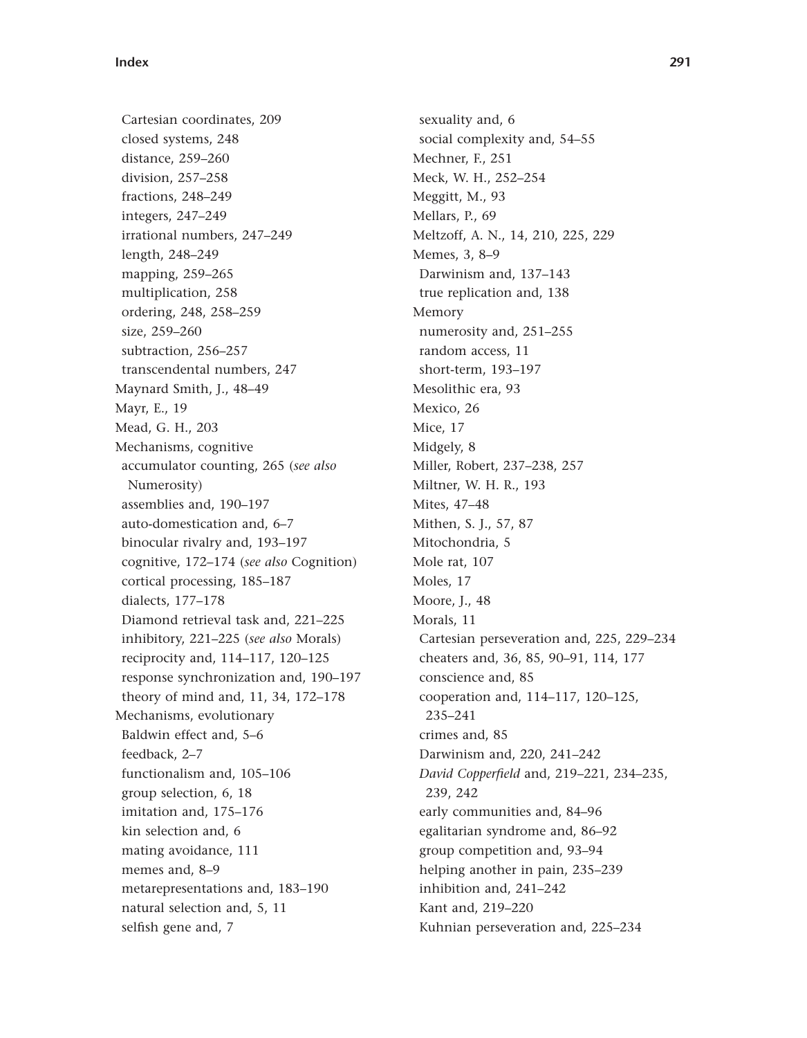Cartesian coordinates, 209
  closed systems, 248
  distance, 259–260
  division, 257–258
  fractions, 248–249
  integers, 247–249
  irrational numbers, 247–249
  length, 248–249
  mapping, 259–265
  multiplication, 258
  ordering, 248, 258–259
  size, 259–260
  subtraction, 256–257
  transcendental numbers, 247
Maynard Smith, J., 48–49
Mayr, E., 19
Mead, G. H., 203
Mechanisms, cognitive
  accumulator counting, 265 (*see also* Numerosity)
  assemblies and, 190–197
  auto-domestication and, 6–7
  binocular rivalry and, 193–197
  cognitive, 172–174 (*see also* Cognition)
  cortical processing, 185–187
  dialects, 177–178
  Diamond retrieval task and, 221–225
  inhibitory, 221–225 (*see also* Morals)
  reciprocity and, 114–117, 120–125
  response synchronization and, 190–197
  theory of mind and, 11, 34, 172–178
Mechanisms, evolutionary
  Baldwin effect and, 5–6
  feedback, 2–7
  functionalism and, 105–106
  group selection, 6, 18
  imitation and, 175–176
  kin selection and, 6
  mating avoidance, 111
  memes and, 8–9
  metarepresentations and, 183–190
  natural selection and, 5, 11
  selfish gene and, 7
  sexuality and, 6
  social complexity and, 54–55
Mechner, F., 251
Meck, W. H., 252–254
Meggitt, M., 93
Mellars, P., 69
Meltzoff, A. N., 14, 210, 225, 229
Memes, 3, 8–9
  Darwinism and, 137–143
  true replication and, 138
Memory
  numerosity and, 251–255
  random access, 11
  short-term, 193–197
Mesolithic era, 93
Mexico, 26
Mice, 17
Midgely, 8
Miller, Robert, 237–238, 257
Miltner, W. H. R., 193
Mites, 47–48
Mithen, S. J., 57, 87
Mitochondria, 5
Mole rat, 107
Moles, 17
Moore, J., 48
Morals, 11
  Cartesian perseveration and, 225, 229–234
  cheaters and, 36, 85, 90–91, 114, 177
  conscience and, 85
  cooperation and, 114–117, 120–125, 235–241
  crimes and, 85
  Darwinism and, 220, 241–242
  *David Copperfield* and, 219–221, 234–235, 239, 242
  early communities and, 84–96
  egalitarian syndrome and, 86–92
  group competition and, 93–94
  helping another in pain, 235–239
  inhibition and, 241–242
  Kant and, 219–220
  Kuhnian perseveration and, 225–234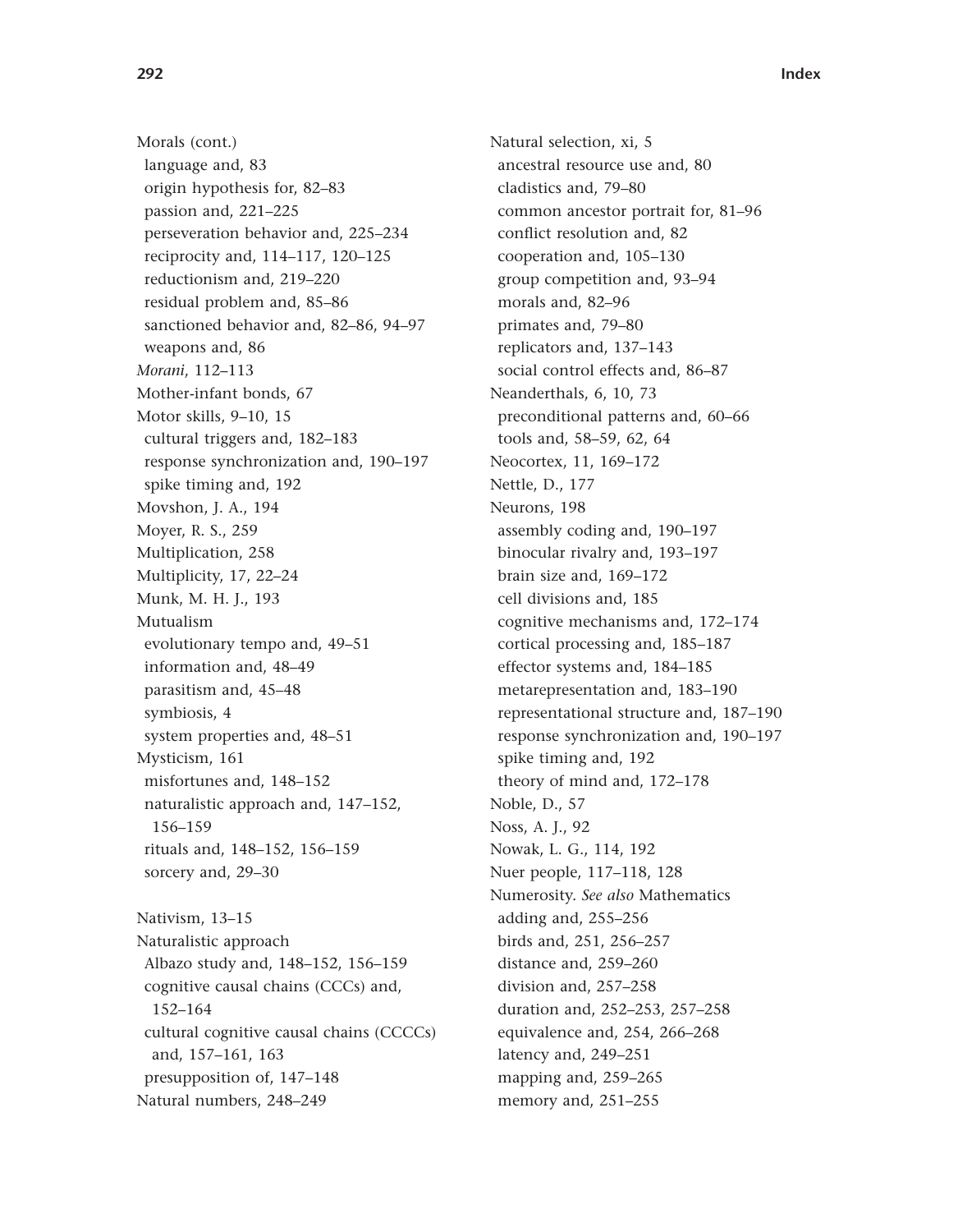Morals (cont.)
 language and, 83
 origin hypothesis for, 82–83
 passion and, 221–225
 perseveration behavior and, 225–234
 reciprocity and, 114–117, 120–125
 reductionism and, 219–220
 residual problem and, 85–86
 sanctioned behavior and, 82–86, 94–97
 weapons and, 86
*Morani*, 112–113
Mother-infant bonds, 67
Motor skills, 9–10, 15
 cultural triggers and, 182–183
 response synchronization and, 190–197
 spike timing and, 192
Movshon, J. A., 194
Moyer, R. S., 259
Multiplication, 258
Multiplicity, 17, 22–24
Munk, M. H. J., 193
Mutualism
 evolutionary tempo and, 49–51
 information and, 48–49
 parasitism and, 45–48
 symbiosis, 4
 system properties and, 48–51
Mysticism, 161
 misfortunes and, 148–152
 naturalistic approach and, 147–152, 156–159
 rituals and, 148–152, 156–159
 sorcery and, 29–30

Nativism, 13–15
Naturalistic approach
 Albazo study and, 148–152, 156–159
 cognitive causal chains (CCCs) and, 152–164
 cultural cognitive causal chains (CCCCs) and, 157–161, 163
 presupposition of, 147–148
Natural numbers, 248–249
Natural selection, xi, 5
 ancestral resource use and, 80
 cladistics and, 79–80
 common ancestor portrait for, 81–96
 conflict resolution and, 82
 cooperation and, 105–130
 group competition and, 93–94
 morals and, 82–96
 primates and, 79–80
 replicators and, 137–143
 social control effects and, 86–87
Neanderthals, 6, 10, 73
 preconditional patterns and, 60–66
 tools and, 58–59, 62, 64
Neocortex, 11, 169–172
Nettle, D., 177
Neurons, 198
 assembly coding and, 190–197
 binocular rivalry and, 193–197
 brain size and, 169–172
 cell divisions and, 185
 cognitive mechanisms and, 172–174
 cortical processing and, 185–187
 effector systems and, 184–185
 metarepresentation and, 183–190
 representational structure and, 187–190
 response synchronization and, 190–197
 spike timing and, 192
 theory of mind and, 172–178
Noble, D., 57
Noss, A. J., 92
Nowak, L. G., 114, 192
Nuer people, 117–118, 128
Numerosity. *See also* Mathematics
 adding and, 255–256
 birds and, 251, 256–257
 distance and, 259–260
 division and, 257–258
 duration and, 252–253, 257–258
 equivalence and, 254, 266–268
 latency and, 249–251
 mapping and, 259–265
 memory and, 251–255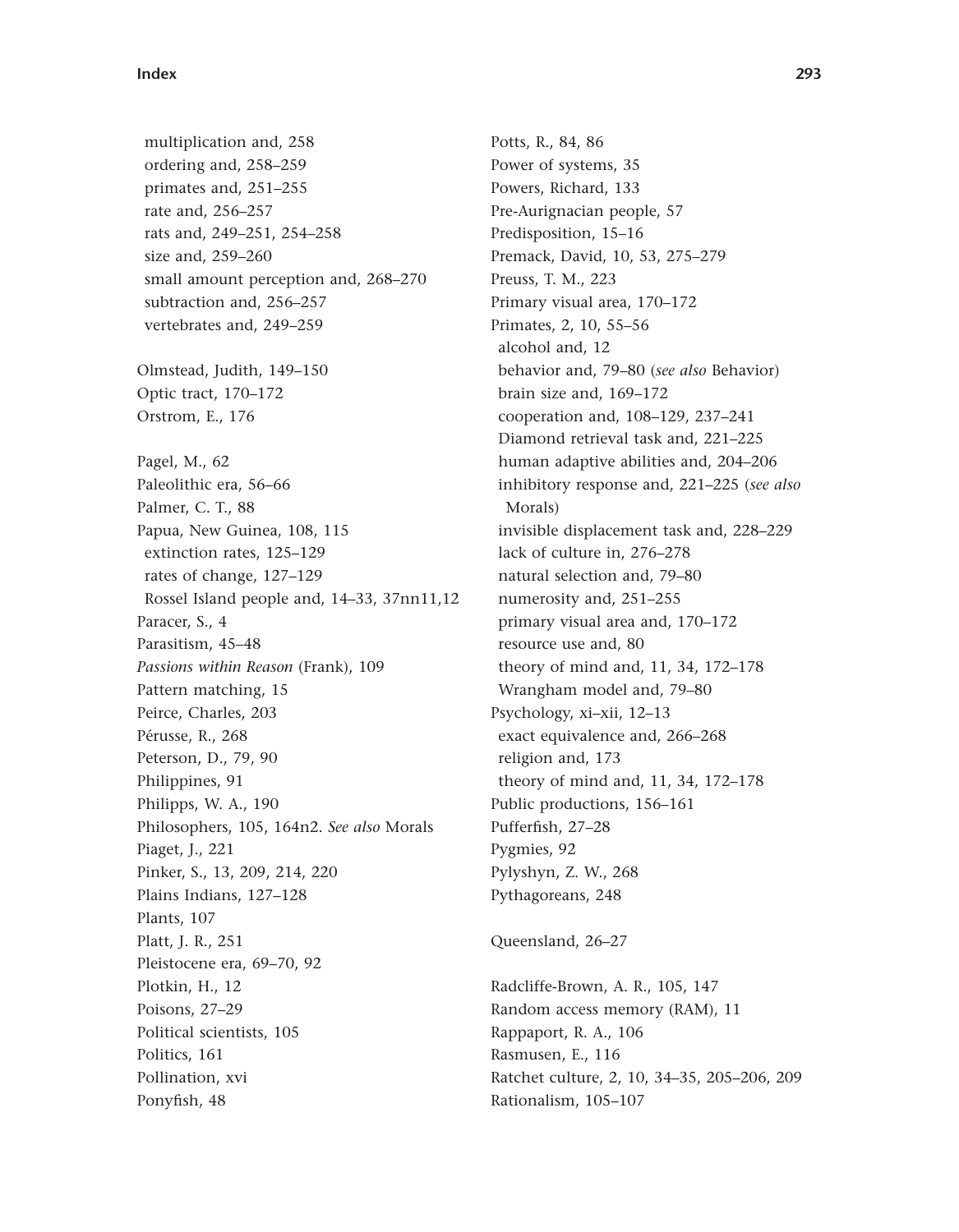multiplication and, 258
ordering and, 258–259
primates and, 251–255
rate and, 256–257
rats and, 249–251, 254–258
size and, 259–260
small amount perception and, 268–270
subtraction and, 256–257
vertebrates and, 249–259

Olmstead, Judith, 149–150
Optic tract, 170–172
Orstrom, E., 176

Pagel, M., 62
Paleolithic era, 56–66
Palmer, C. T., 88
Papua, New Guinea, 108, 115
extinction rates, 125–129
rates of change, 127–129
Rossel Island people and, 14–33, 37nn11,12
Paracer, S., 4
Parasitism, 45–48
*Passions within Reason* (Frank), 109
Pattern matching, 15
Peirce, Charles, 203
Pérusse, R., 268
Peterson, D., 79, 90
Philippines, 91
Philipps, W. A., 190
Philosophers, 105, 164n2. *See also* Morals
Piaget, J., 221
Pinker, S., 13, 209, 214, 220
Plains Indians, 127–128
Plants, 107
Platt, J. R., 251
Pleistocene era, 69–70, 92
Plotkin, H., 12
Poisons, 27–29
Political scientists, 105
Politics, 161
Pollination, xvi
Ponyfish, 48

Potts, R., 84, 86
Power of systems, 35
Powers, Richard, 133
Pre-Aurignacian people, 57
Predisposition, 15–16
Premack, David, 10, 53, 275–279
Preuss, T. M., 223
Primary visual area, 170–172
Primates, 2, 10, 55–56
alcohol and, 12
behavior and, 79–80 (*see also* Behavior)
brain size and, 169–172
cooperation and, 108–129, 237–241
Diamond retrieval task and, 221–225
human adaptive abilities and, 204–206
inhibitory response and, 221–225 (*see also* Morals)
invisible displacement task and, 228–229
lack of culture in, 276–278
natural selection and, 79–80
numerosity and, 251–255
primary visual area and, 170–172
resource use and, 80
theory of mind and, 11, 34, 172–178
Wrangham model and, 79–80
Psychology, xi–xii, 12–13
exact equivalence and, 266–268
religion and, 173
theory of mind and, 11, 34, 172–178
Public productions, 156–161
Pufferfish, 27–28
Pygmies, 92
Pylyshyn, Z. W., 268
Pythagoreans, 248

Queensland, 26–27

Radcliffe-Brown, A. R., 105, 147
Random access memory (RAM), 11
Rappaport, R. A., 106
Rasmusen, E., 116
Ratchet culture, 2, 10, 34–35, 205–206, 209
Rationalism, 105–107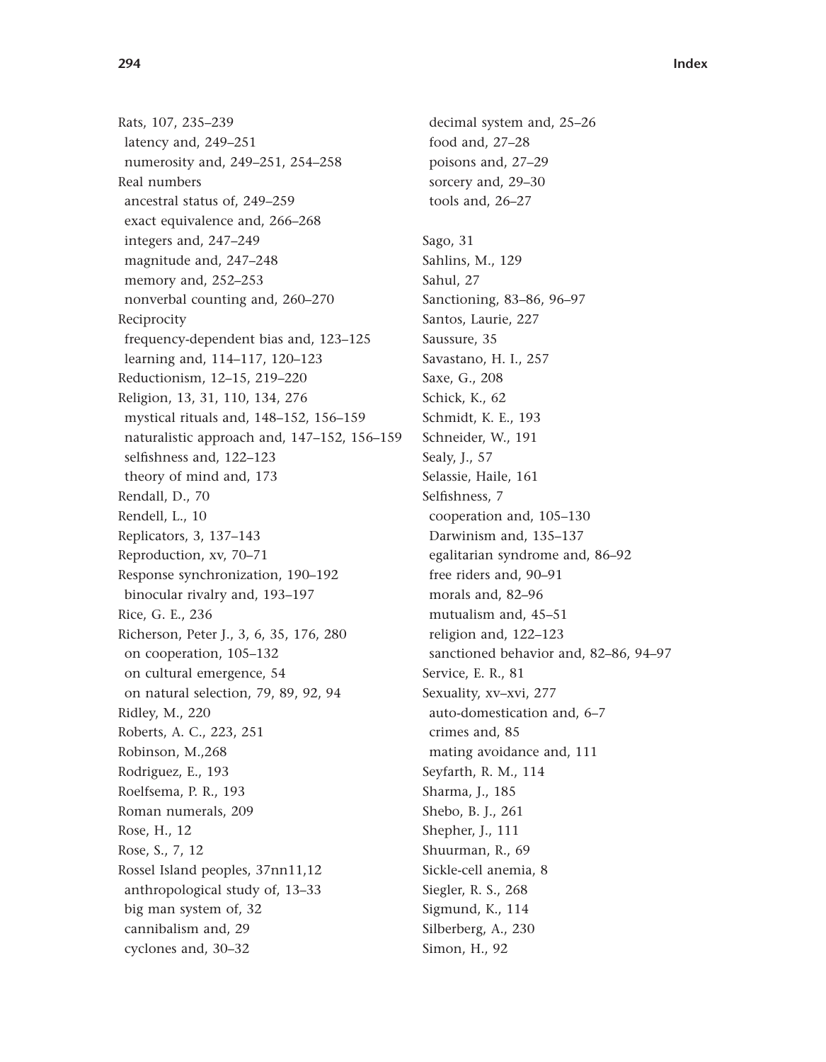Rats, 107, 235–239
 latency and, 249–251
 numerosity and, 249–251, 254–258
Real numbers
 ancestral status of, 249–259
 exact equivalence and, 266–268
 integers and, 247–249
 magnitude and, 247–248
 memory and, 252–253
 nonverbal counting and, 260–270
Reciprocity
 frequency-dependent bias and, 123–125
 learning and, 114–117, 120–123
Reductionism, 12–15, 219–220
Religion, 13, 31, 110, 134, 276
 mystical rituals and, 148–152, 156–159
 naturalistic approach and, 147–152, 156–159
 selfishness and, 122–123
 theory of mind and, 173
Rendall, D., 70
Rendell, L., 10
Replicators, 3, 137–143
Reproduction, xv, 70–71
Response synchronization, 190–192
 binocular rivalry and, 193–197
Rice, G. E., 236
Richerson, Peter J., 3, 6, 35, 176, 280
 on cooperation, 105–132
 on cultural emergence, 54
 on natural selection, 79, 89, 92, 94
Ridley, M., 220
Roberts, A. C., 223, 251
Robinson, M.,268
Rodriguez, E., 193
Roelfsema, P. R., 193
Roman numerals, 209
Rose, H., 12
Rose, S., 7, 12
Rossel Island peoples, 37nn11,12
 anthropological study of, 13–33
 big man system of, 32
 cannibalism and, 29
 cyclones and, 30–32
 decimal system and, 25–26
 food and, 27–28
 poisons and, 27–29
 sorcery and, 29–30
 tools and, 26–27

Sago, 31
Sahlins, M., 129
Sahul, 27
Sanctioning, 83–86, 96–97
Santos, Laurie, 227
Saussure, 35
Savastano, H. I., 257
Saxe, G., 208
Schick, K., 62
Schmidt, K. E., 193
Schneider, W., 191
Sealy, J., 57
Selassie, Haile, 161
Selfishness, 7
 cooperation and, 105–130
 Darwinism and, 135–137
 egalitarian syndrome and, 86–92
 free riders and, 90–91
 morals and, 82–96
 mutualism and, 45–51
 religion and, 122–123
 sanctioned behavior and, 82–86, 94–97
Service, E. R., 81
Sexuality, xv–xvi, 277
 auto-domestication and, 6–7
 crimes and, 85
 mating avoidance and, 111
Seyfarth, R. M., 114
Sharma, J., 185
Shebo, B. J., 261
Shepher, J., 111
Shuurman, R., 69
Sickle-cell anemia, 8
Siegler, R. S., 268
Sigmund, K., 114
Silberberg, A., 230
Simon, H., 92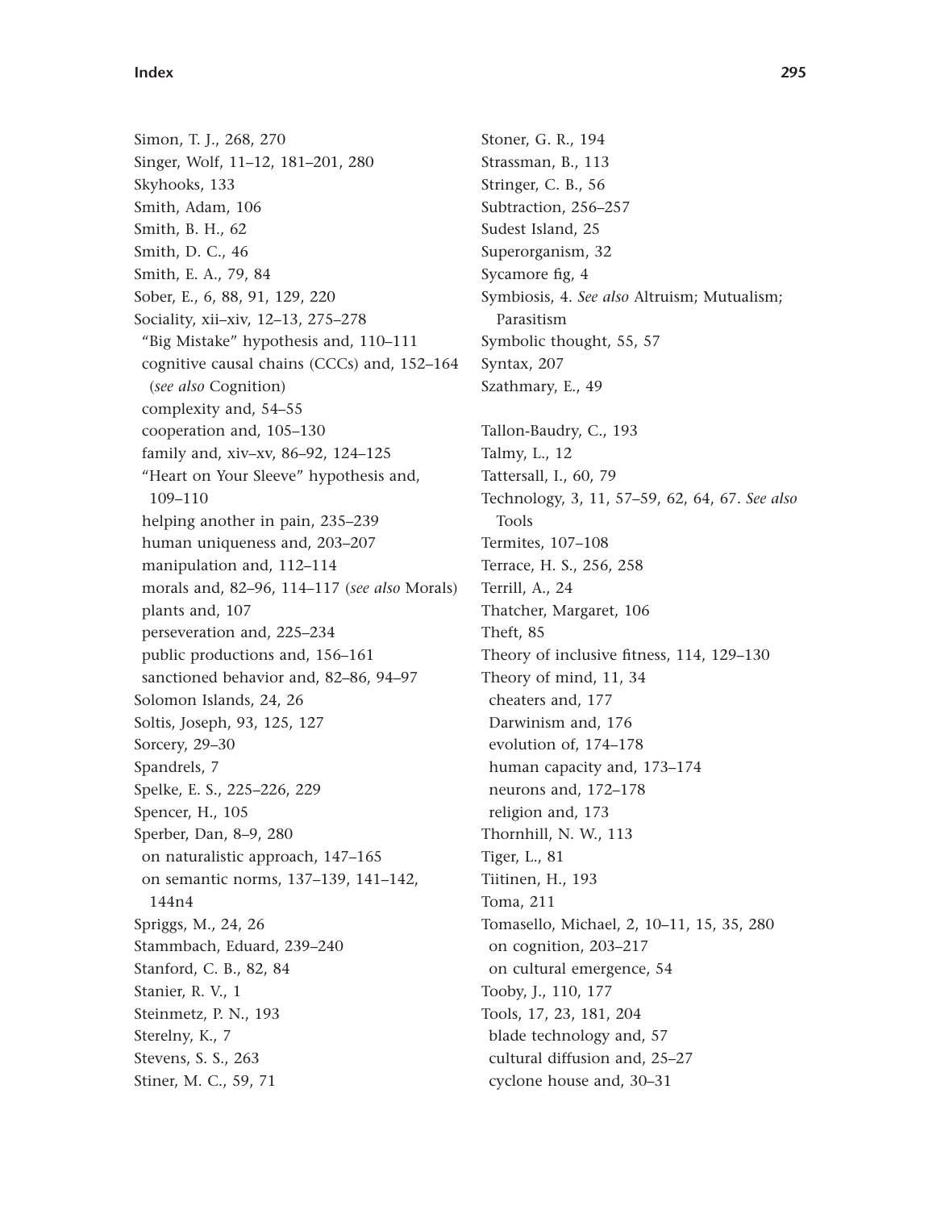Simon, T. J., 268, 270
Singer, Wolf, 11–12, 181–201, 280
Skyhooks, 133
Smith, Adam, 106
Smith, B. H., 62
Smith, D. C., 46
Smith, E. A., 79, 84
Sober, E., 6, 88, 91, 129, 220
Sociality, xii–xiv, 12–13, 275–278
  "Big Mistake" hypothesis and, 110–111
  cognitive causal chains (CCCs) and, 152–164 (*see also* Cognition)
  complexity and, 54–55
  cooperation and, 105–130
  family and, xiv–xv, 86–92, 124–125
  "Heart on Your Sleeve" hypothesis and, 109–110
  helping another in pain, 235–239
  human uniqueness and, 203–207
  manipulation and, 112–114
  morals and, 82–96, 114–117 (*see also* Morals)
  plants and, 107
  perseveration and, 225–234
  public productions and, 156–161
  sanctioned behavior and, 82–86, 94–97
Solomon Islands, 24, 26
Soltis, Joseph, 93, 125, 127
Sorcery, 29–30
Spandrels, 7
Spelke, E. S., 225–226, 229
Spencer, H., 105
Sperber, Dan, 8–9, 280
  on naturalistic approach, 147–165
  on semantic norms, 137–139, 141–142, 144n4
Spriggs, M., 24, 26
Stammbach, Eduard, 239–240
Stanford, C. B., 82, 84
Stanier, R. V., 1
Steinmetz, P. N., 193
Sterelny, K., 7
Stevens, S. S., 263
Stiner, M. C., 59, 71
Stoner, G. R., 194
Strassman, B., 113
Stringer, C. B., 56
Subtraction, 256–257
Sudest Island, 25
Superorganism, 32
Sycamore fig, 4
Symbiosis, 4. *See also* Altruism; Mutualism; Parasitism
Symbolic thought, 55, 57
Syntax, 207
Szathmary, E., 49

Tallon-Baudry, C., 193
Talmy, L., 12
Tattersall, I., 60, 79
Technology, 3, 11, 57–59, 62, 64, 67. *See also* Tools
Termites, 107–108
Terrace, H. S., 256, 258
Terrill, A., 24
Thatcher, Margaret, 106
Theft, 85
Theory of inclusive fitness, 114, 129–130
Theory of mind, 11, 34
  cheaters and, 177
  Darwinism and, 176
  evolution of, 174–178
  human capacity and, 173–174
  neurons and, 172–178
  religion and, 173
Thornhill, N. W., 113
Tiger, L., 81
Tiitinen, H., 193
Toma, 211
Tomasello, Michael, 2, 10–11, 15, 35, 280
  on cognition, 203–217
  on cultural emergence, 54
Tooby, J., 110, 177
Tools, 17, 23, 181, 204
  blade technology and, 57
  cultural diffusion and, 25–27
  cyclone house and, 30–31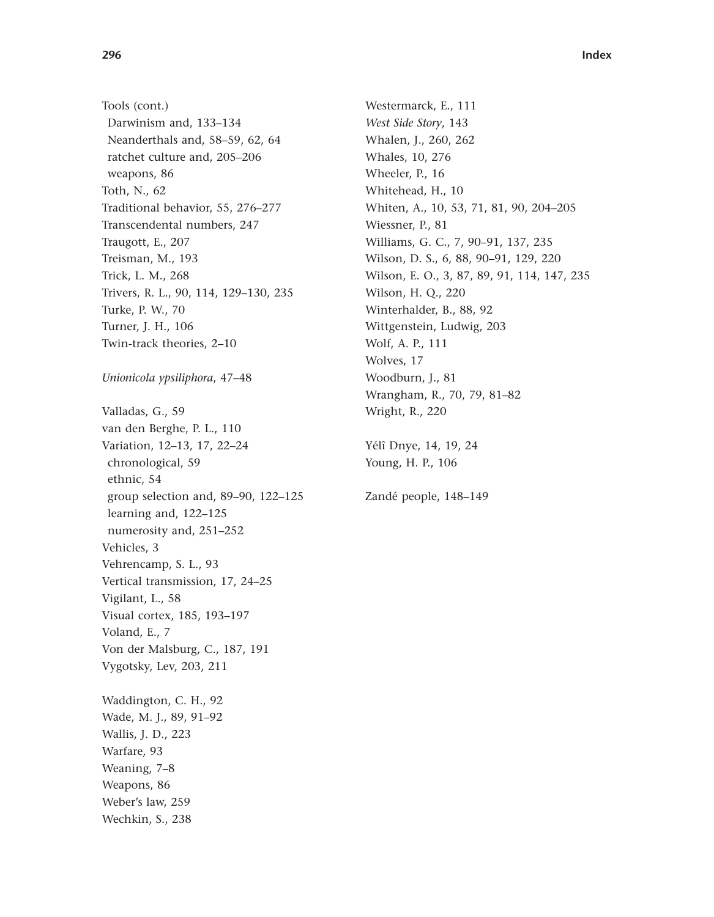Tools (cont.)
  Darwinism and, 133–134
  Neanderthals and, 58–59, 62, 64
  ratchet culture and, 205–206
  weapons, 86
Toth, N., 62
Traditional behavior, 55, 276–277
Transcendental numbers, 247
Traugott, E., 207
Treisman, M., 193
Trick, L. M., 268
Trivers, R. L., 90, 114, 129–130, 235
Turke, P. W., 70
Turner, J. H., 106
Twin-track theories, 2–10

*Unionicola ypsiliphora*, 47–48

Valladas, G., 59
van den Berghe, P. L., 110
Variation, 12–13, 17, 22–24
  chronological, 59
  ethnic, 54
  group selection and, 89–90, 122–125
  learning and, 122–125
  numerosity and, 251–252
Vehicles, 3
Vehrencamp, S. L., 93
Vertical transmission, 17, 24–25
Vigilant, L., 58
Visual cortex, 185, 193–197
Voland, E., 7
Von der Malsburg, C., 187, 191
Vygotsky, Lev, 203, 211

Waddington, C. H., 92
Wade, M. J., 89, 91–92
Wallis, J. D., 223
Warfare, 93
Weaning, 7–8
Weapons, 86
Weber's law, 259
Wechkin, S., 238
Westermarck, E., 111
*West Side Story*, 143
Whalen, J., 260, 262
Whales, 10, 276
Wheeler, P., 16
Whitehead, H., 10
Whiten, A., 10, 53, 71, 81, 90, 204–205
Wiessner, P., 81
Williams, G. C., 7, 90–91, 137, 235
Wilson, D. S., 6, 88, 90–91, 129, 220
Wilson, E. O., 3, 87, 89, 91, 114, 147, 235
Wilson, H. Q., 220
Winterhalder, B., 88, 92
Wittgenstein, Ludwig, 203
Wolf, A. P., 111
Wolves, 17
Woodburn, J., 81
Wrangham, R., 70, 79, 81–82
Wright, R., 220

Yélî Dnye, 14, 19, 24
Young, H. P., 106

Zandé people, 148–149